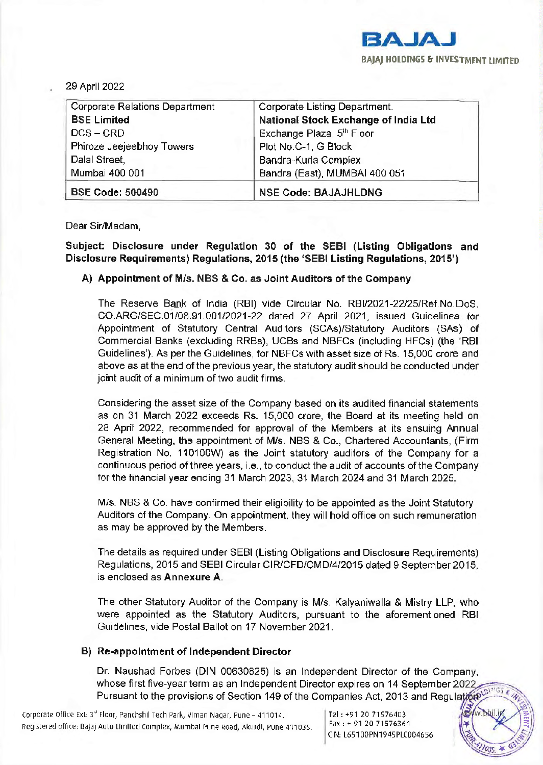**BAJAJ**

**BAJAJ HOLDINGS & INVESTMENT LIMITED**

29 April 2022

| Corporate Relations Department<br>**BSE Limited**<br>DCS – CRD<br>Phiroze Jeejeebhoy Towers<br>Dalal Street,<br>Mumbai 400 001 | Corporate Listing Department.<br>**National Stock Exchange of India Ltd**<br>Exchange Plaza, 5th Floor<br>Plot No.C-1, G Block<br>Bandra-Kurla Complex<br>Bandra (East), MUMBAI 400 051 |
|---|---|
| **BSE Code: 500490** | **NSE Code: BAJAJHLDNG** |

Dear Sir/Madam,

**Subject: Disclosure under Regulation 30 of the SEBI (Listing Obligations and Disclosure Requirements) Regulations, 2015 (the 'SEBI Listing Regulations, 2015')**

**A) Appointment of M/s. NBS & Co. as Joint Auditors of the Company**

The Reserve Bank of India (RBI) vide Circular No. RBI/2021-22/25/Ref.No.DoS. CO.ARG/SEC.01/08.91.001/2021-22 dated 27 April 2021, issued Guidelines for Appointment of Statutory Central Auditors (SCAs)/Statutory Auditors (SAs) of Commercial Banks (excluding RRBs), UCBs and NBFCs (including HFCs) (the 'RBI Guidelines'). As per the Guidelines, for NBFCs with asset size of Rs. 15,000 crore and above as at the end of the previous year, the statutory audit should be conducted under joint audit of a minimum of two audit firms.

Considering the asset size of the Company based on its audited financial statements as on 31 March 2022 exceeds Rs. 15,000 crore, the Board at its meeting held on 28 April 2022, recommended for approval of the Members at its ensuing Annual General Meeting, the appointment of M/s. NBS & Co., Chartered Accountants, (Firm Registration No. 110100W) as the Joint statutory auditors of the Company for a continuous period of three years, i.e., to conduct the audit of accounts of the Company for the financial year ending 31 March 2023, 31 March 2024 and 31 March 2025.

M/s. NBS & Co. have confirmed their eligibility to be appointed as the Joint Statutory Auditors of the Company. On appointment, they will hold office on such remuneration as may be approved by the Members.

The details as required under SEBI (Listing Obligations and Disclosure Requirements) Regulations, 2015 and SEBI Circular CIR/CFD/CMD/4/2015 dated 9 September 2015, is enclosed as **Annexure A**.

The other Statutory Auditor of the Company is M/s. Kalyaniwalla & Mistry LLP, who were appointed as the Statutory Auditors, pursuant to the aforementioned RBI Guidelines, vide Postal Ballot on 17 November 2021.

**B) Re-appointment of Independent Director**

Dr. Naushad Forbes (DIN 00630825) is an Independent Director of the Company, whose first five-year term as an Independent Director expires on 14 September 2022. Pursuant to the provisions of Section 149 of the Companies Act, 2013 and Regulation

Corporate Office Ext: 3rd Floor, Panchshil Tech Park, Viman Nagar, Pune – 411014.
Registered office: Bajaj Auto Limited Complex, Mumbai Pune Road, Akurdi, Pune 411035.

Tel : +91 20 71576403
Fax : + 91 20 71576364
CIN: L65100PN1945PLC004656
www.bhil.in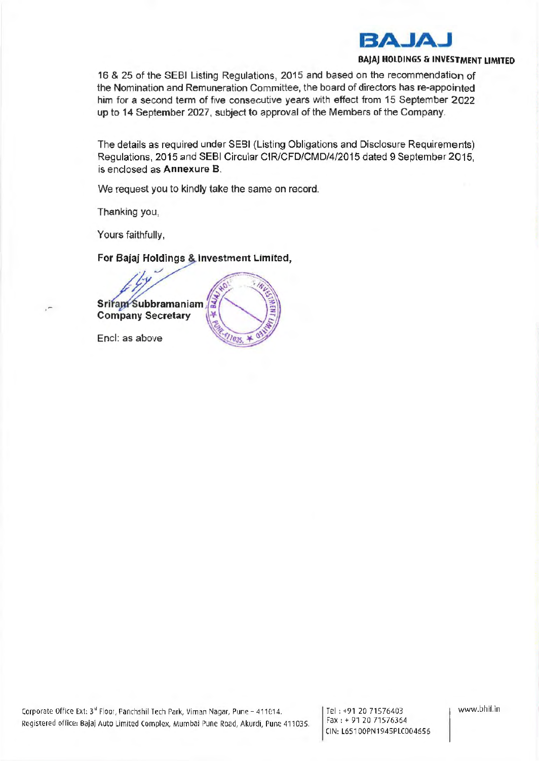16 & 25 of the SEBI Listing Regulations, 2015 and based on the recommendation of the Nomination and Remuneration Committee, the board of directors has re-appointed him for a second term of five consecutive years with effect from 15 September 2022 up to 14 September 2027, subject to approval of the Members of the Company.

The details as required under SEBI (Listing Obligations and Disclosure Requirements) Regulations, 2015 and SEBI Circular CIR/CFD/CMD/4/2015 dated 9 September 2015, is enclosed as **Annexure B**.

We request you to kindly take the same on record.

Thanking you,

Yours faithfully,

**For Bajaj Holdings & Investment Limited,**

**Sriram Subbramaniam**
**Company Secretary**

Encl: as above

Corporate Office Ext: 3rd Floor, Panchshil Tech Park, Viman Nagar, Pune – 411014.
Registered office: Bajaj Auto Limited Complex, Mumbai Pune Road, Akurdi, Pune 411035.

Tel : +91 20 71576403
Fax : + 91 20 71576364
CIN: L65100PN1945PLC004656

www.bhil.in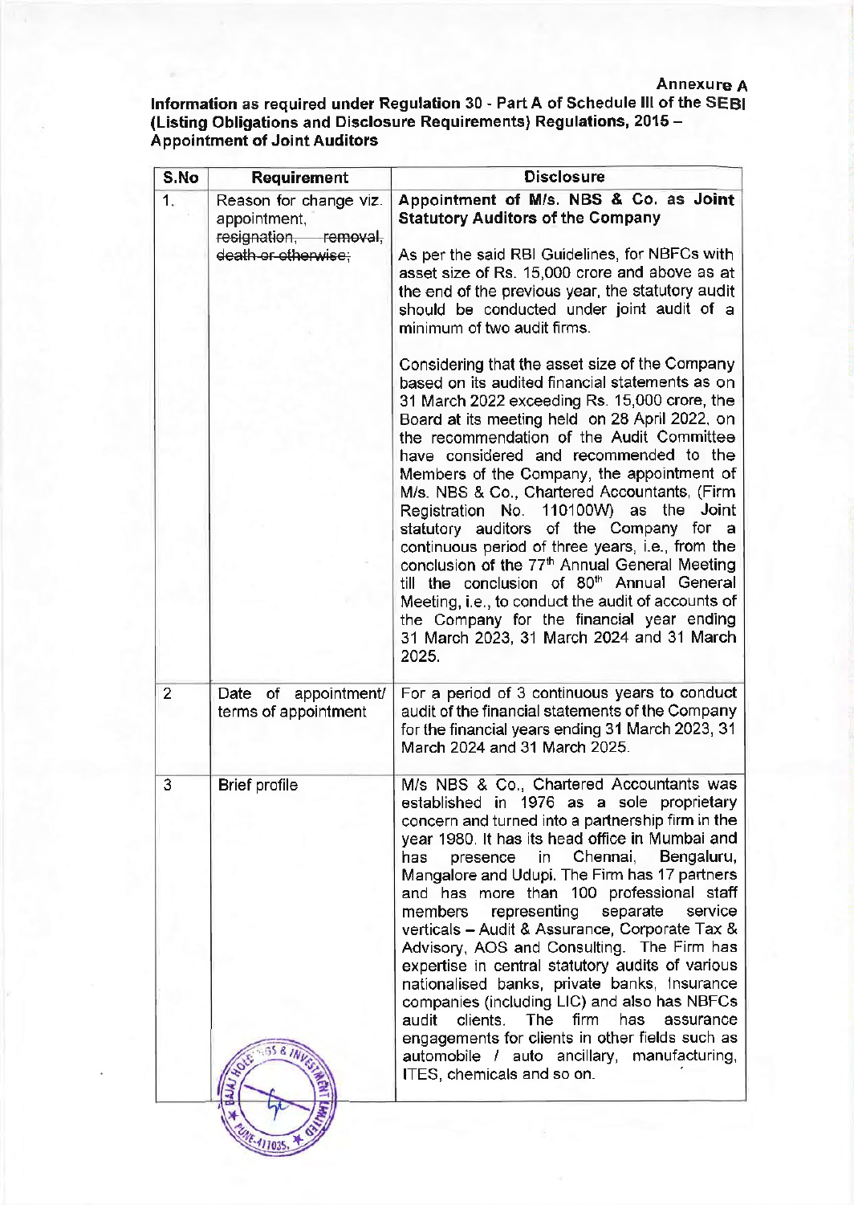**Annexure A**

**Information as required under Regulation 30 - Part A of Schedule III of the SEBI (Listing Obligations and Disclosure Requirements) Regulations, 2015 – Appointment of Joint Auditors**

| S.No | Requirement | Disclosure |
|---|---|---|
| 1. | Reason for change viz. appointment, ~~resignation, removal, death or otherwise;~~ | **Appointment of M/s. NBS & Co. as Joint Statutory Auditors of the Company**<br><br>As per the said RBI Guidelines, for NBFCs with asset size of Rs. 15,000 crore and above as at the end of the previous year, the statutory audit should be conducted under joint audit of a minimum of two audit firms.<br><br>Considering that the asset size of the Company based on its audited financial statements as on 31 March 2022 exceeding Rs. 15,000 crore, the Board at its meeting held on 28 April 2022, on the recommendation of the Audit Committee have considered and recommended to the Members of the Company, the appointment of M/s. NBS & Co., Chartered Accountants, (Firm Registration No. 110100W) as the Joint statutory auditors of the Company for a continuous period of three years, i.e., from the conclusion of the 77th Annual General Meeting till the conclusion of 80th Annual General Meeting, i.e., to conduct the audit of accounts of the Company for the financial year ending 31 March 2023, 31 March 2024 and 31 March 2025. |
| 2 | Date of appointment/ terms of appointment | For a period of 3 continuous years to conduct audit of the financial statements of the Company for the financial years ending 31 March 2023, 31 March 2024 and 31 March 2025. |
| 3 | Brief profile | M/s NBS & Co., Chartered Accountants was established in 1976 as a sole proprietary concern and turned into a partnership firm in the year 1980. It has its head office in Mumbai and has presence in Chennai, Bengaluru, Mangalore and Udupi. The Firm has 17 partners and has more than 100 professional staff members representing separate service verticals – Audit & Assurance, Corporate Tax & Advisory, AOS and Consulting. The Firm has expertise in central statutory audits of various nationalised banks, private banks, Insurance companies (including LIC) and also has NBFCs audit clients. The firm has assurance engagements for clients in other fields such as automobile / auto ancillary, manufacturing, ITES, chemicals and so on. |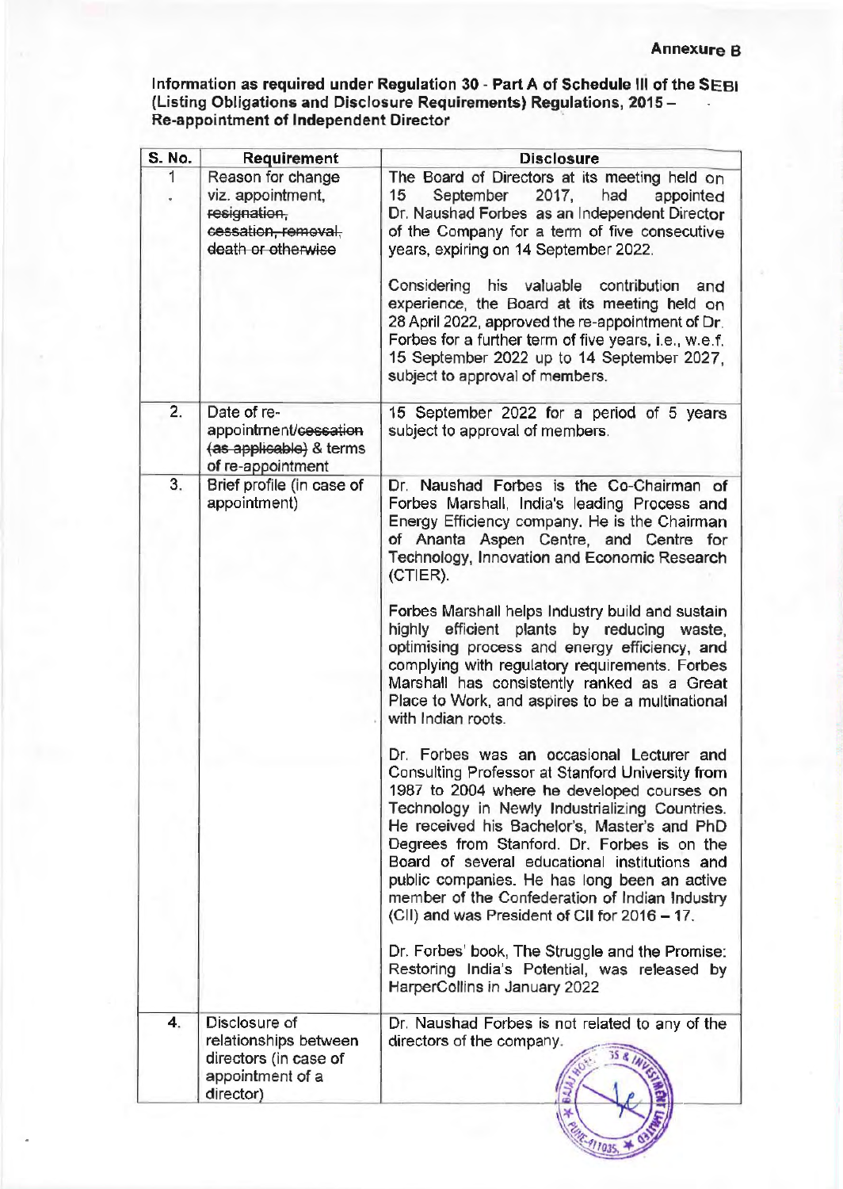**Annexure B**

**Information as required under Regulation 30 - Part A of Schedule III of the SEBI (Listing Obligations and Disclosure Requirements) Regulations, 2015 – Re-appointment of Independent Director**

| S. No. | Requirement | Disclosure |
|---|---|---|
| 1. | Reason for change viz. appointment, ~~resignation, cessation, removal, death or otherwise~~ | The Board of Directors at its meeting held on 15 September 2017, had appointed Dr. Naushad Forbes as an Independent Director of the Company for a term of five consecutive years, expiring on 14 September 2022.<br><br>Considering his valuable contribution and experience, the Board at its meeting held on 28 April 2022, approved the re-appointment of Dr. Forbes for a further term of five years, i.e., w.e.f. 15 September 2022 up to 14 September 2027, subject to approval of members. |
| 2. | Date of re-appointment/~~cessation (as applicable)~~ & terms of re-appointment | 15 September 2022 for a period of 5 years subject to approval of members. |
| 3. | Brief profile (in case of appointment) | Dr. Naushad Forbes is the Co-Chairman of Forbes Marshall, India's leading Process and Energy Efficiency company. He is the Chairman of Ananta Aspen Centre, and Centre for Technology, Innovation and Economic Research (CTIER).<br><br>Forbes Marshall helps Industry build and sustain highly efficient plants by reducing waste, optimising process and energy efficiency, and complying with regulatory requirements. Forbes Marshall has consistently ranked as a Great Place to Work, and aspires to be a multinational with Indian roots.<br><br>Dr. Forbes was an occasional Lecturer and Consulting Professor at Stanford University from 1987 to 2004 where he developed courses on Technology in Newly Industrializing Countries. He received his Bachelor's, Master's and PhD Degrees from Stanford. Dr. Forbes is on the Board of several educational institutions and public companies. He has long been an active member of the Confederation of Indian Industry (CII) and was President of CII for 2016 – 17.<br><br>Dr. Forbes' book, The Struggle and the Promise: Restoring India's Potential, was released by HarperCollins in January 2022 |
| 4. | Disclosure of relationships between directors (in case of appointment of a director) | Dr. Naushad Forbes is not related to any of the directors of the company. |